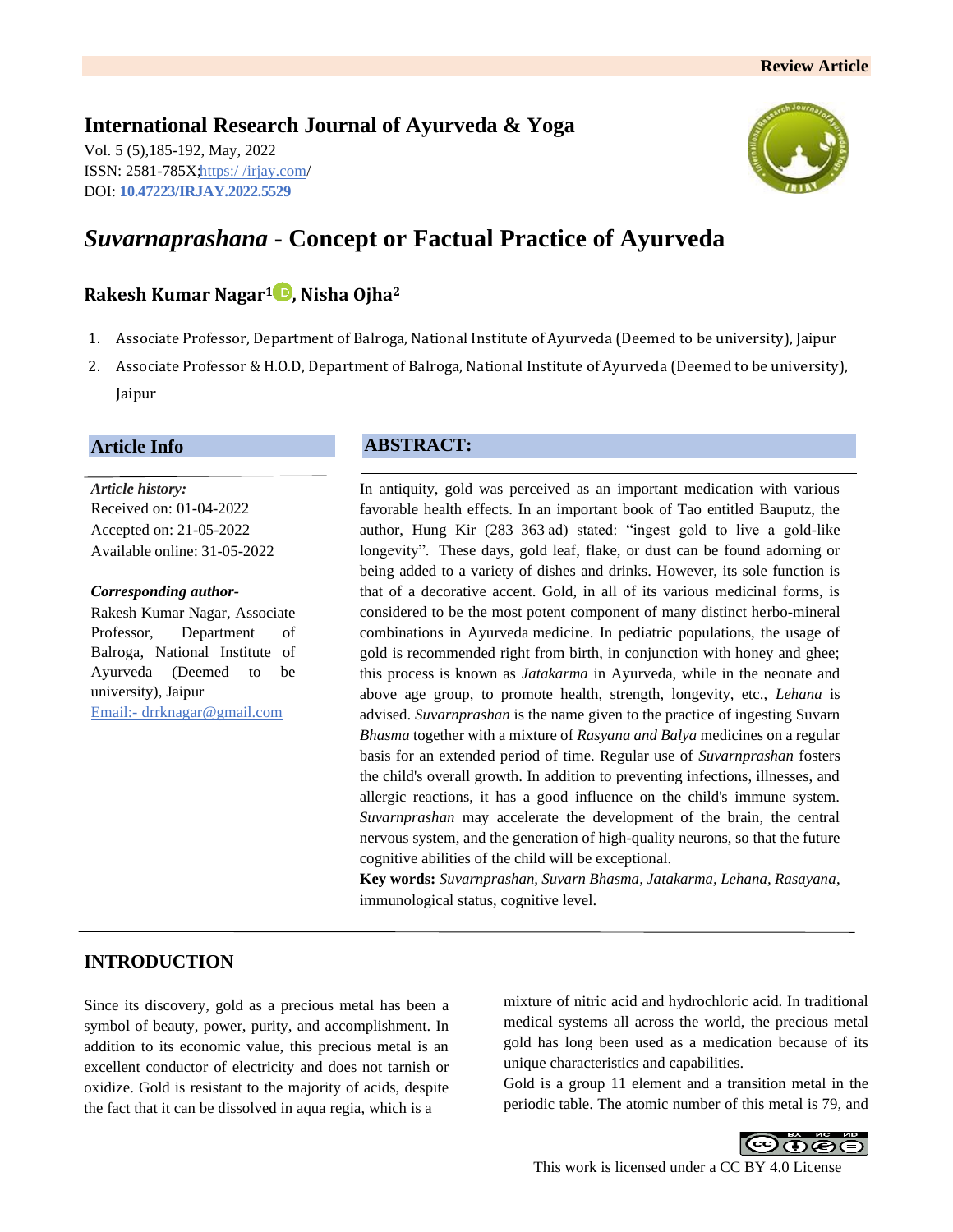Review Article

**International Research Journal of Ayurveda & Yoga**

Vol. 5 (5),185-192, May, 2022
ISSN: 2581-785X; https:/ /irjay.com/
DOI: **10.47223/IRJAY.2022.5529**

# *Suvarnaprashana* - Concept or Factual Practice of Ayurveda

**Rakesh Kumar Nagar[1], Nisha Ojha[2]**

1. Associate Professor, Department of Balroga, National Institute of Ayurveda (Deemed to be university), Jaipur
2. Associate Professor & H.O.D, Department of Balroga, National Institute of Ayurveda (Deemed to be university), Jaipur

## Article Info

*Article history:*
Received on: 01-04-2022
Accepted on: 21-05-2022
Available online: 31-05-2022

*Corresponding author-*
Rakesh Kumar Nagar, Associate Professor, Department of Balroga, National Institute of Ayurveda (Deemed to be university), Jaipur
Email:- drrknagar@gmail.com

## ABSTRACT:

In antiquity, gold was perceived as an important medication with various favorable health effects. In an important book of Tao entitled Bauputz, the author, Hung Kir (283–363 ad) stated: "ingest gold to live a gold-like longevity". These days, gold leaf, flake, or dust can be found adorning or being added to a variety of dishes and drinks. However, its sole function is that of a decorative accent. Gold, in all of its various medicinal forms, is considered to be the most potent component of many distinct herbo-mineral combinations in Ayurveda medicine. In pediatric populations, the usage of gold is recommended right from birth, in conjunction with honey and ghee; this process is known as *Jatakarma* in Ayurveda, while in the neonate and above age group, to promote health, strength, longevity, etc., *Lehana* is advised. *Suvarnprashan* is the name given to the practice of ingesting Suvarn *Bhasma* together with a mixture of *Rasyana and Balya* medicines on a regular basis for an extended period of time. Regular use of *Suvarnprashan* fosters the child's overall growth. In addition to preventing infections, illnesses, and allergic reactions, it has a good influence on the child's immune system. *Suvarnprashan* may accelerate the development of the brain, the central nervous system, and the generation of high-quality neurons, so that the future cognitive abilities of the child will be exceptional.

**Key words:** *Suvarnprashan, Suvarn Bhasma, Jatakarma, Lehana, Rasayana*, immunological status, cognitive level.

## INTRODUCTION

Since its discovery, gold as a precious metal has been a symbol of beauty, power, purity, and accomplishment. In addition to its economic value, this precious metal is an excellent conductor of electricity and does not tarnish or oxidize. Gold is resistant to the majority of acids, despite the fact that it can be dissolved in aqua regia, which is a mixture of nitric acid and hydrochloric acid. In traditional medical systems all across the world, the precious metal gold has long been used as a medication because of its unique characteristics and capabilities.

Gold is a group 11 element and a transition metal in the periodic table. The atomic number of this metal is 79, and

This work is licensed under a CC BY 4.0 License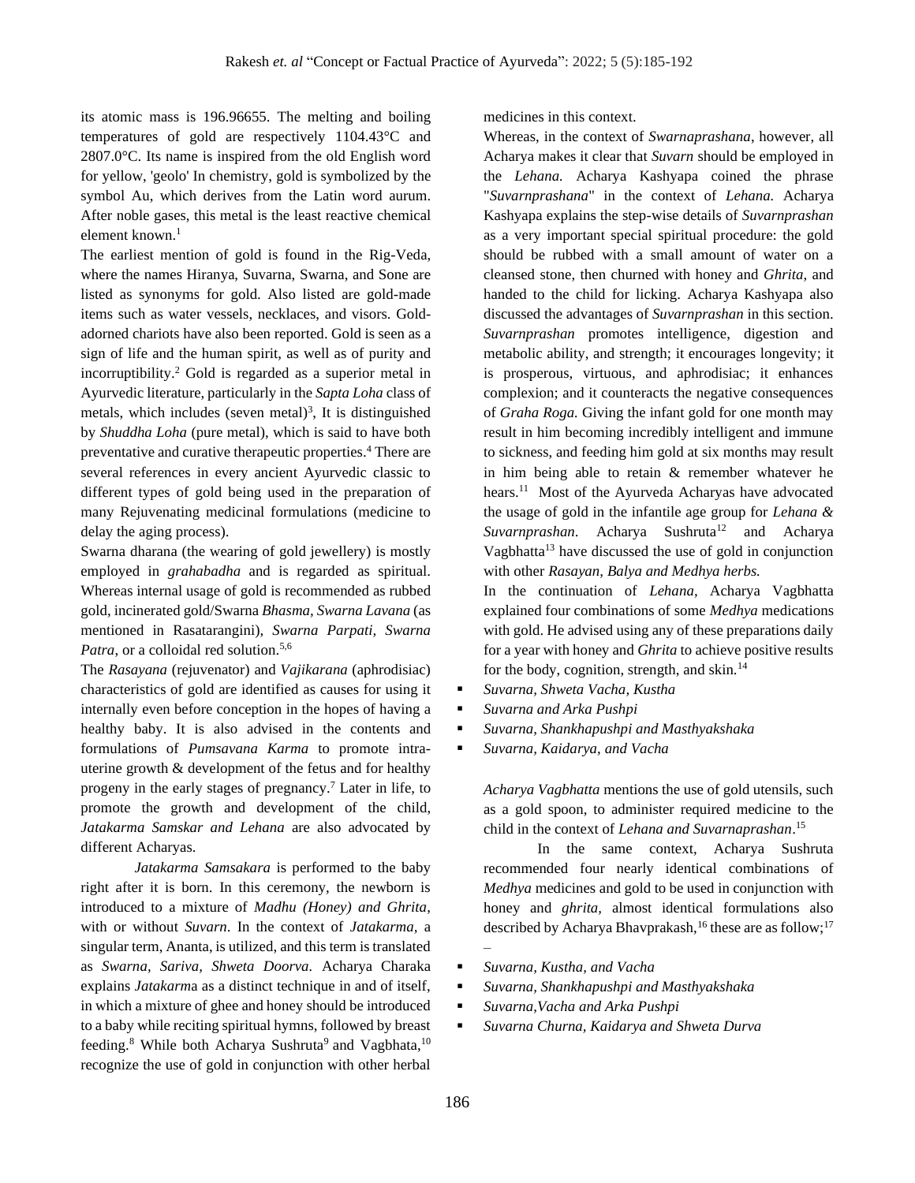its atomic mass is 196.96655. The melting and boiling temperatures of gold are respectively 1104.43°C and 2807.0°C. Its name is inspired from the old English word for yellow, 'geolo' In chemistry, gold is symbolized by the symbol Au, which derives from the Latin word aurum. After noble gases, this metal is the least reactive chemical element known.[1]

The earliest mention of gold is found in the Rig-Veda, where the names Hiranya, Suvarna, Swarna, and Sone are listed as synonyms for gold. Also listed are gold-made items such as water vessels, necklaces, and visors. Gold-adorned chariots have also been reported. Gold is seen as a sign of life and the human spirit, as well as of purity and incorruptibility.[2] Gold is regarded as a superior metal in Ayurvedic literature, particularly in the *Sapta Loha* class of metals, which includes (seven metal)[3], It is distinguished by *Shuddha Loha* (pure metal), which is said to have both preventative and curative therapeutic properties.[4] There are several references in every ancient Ayurvedic classic to different types of gold being used in the preparation of many Rejuvenating medicinal formulations (medicine to delay the aging process).

Swarna dharana (the wearing of gold jewellery) is mostly employed in *grahabadha* and is regarded as spiritual. Whereas internal usage of gold is recommended as rubbed gold, incinerated gold/Swarna *Bhasma, Swarna Lavana* (as mentioned in Rasatarangini), *Swarna Parpati, Swarna Patra*, or a colloidal red solution.[5,6]

The *Rasayana* (rejuvenator) and *Vajikarana* (aphrodisiac) characteristics of gold are identified as causes for using it internally even before conception in the hopes of having a healthy baby. It is also advised in the contents and formulations of *Pumsavana Karma* to promote intra-uterine growth & development of the fetus and for healthy progeny in the early stages of pregnancy.[7] Later in life, to promote the growth and development of the child, *Jatakarma Samskar and Lehana* are also advocated by different Acharyas.

*Jatakarma Samsakara* is performed to the baby right after it is born. In this ceremony, the newborn is introduced to a mixture of *Madhu (Honey) and Ghrita*, with or without *Suvarn*. In the context of *Jatakarma*, a singular term, Ananta, is utilized, and this term is translated as *Swarna, Sariva, Shweta Doorva*. Acharya Charaka explains *Jatakarm*a as a distinct technique in and of itself, in which a mixture of ghee and honey should be introduced to a baby while reciting spiritual hymns, followed by breast feeding.[8] While both Acharya Sushruta[9] and Vagbhata,[10] recognize the use of gold in conjunction with other herbal medicines in this context.

Whereas, in the context of *Swarnaprashana*, however, all Acharya makes it clear that *Suvarn* should be employed in the *Lehana.* Acharya Kashyapa coined the phrase "*Suvarnprashana*" in the context of *Lehana.* Acharya Kashyapa explains the step-wise details of *Suvarnprashan* as a very important special spiritual procedure: the gold should be rubbed with a small amount of water on a cleansed stone, then churned with honey and *Ghrita*, and handed to the child for licking. Acharya Kashyapa also discussed the advantages of *Suvarnprashan* in this section. *Suvarnprashan* promotes intelligence, digestion and metabolic ability, and strength; it encourages longevity; it is prosperous, virtuous, and aphrodisiac; it enhances complexion; and it counteracts the negative consequences of *Graha Roga.* Giving the infant gold for one month may result in him becoming incredibly intelligent and immune to sickness, and feeding him gold at six months may result in him being able to retain & remember whatever he hears.[11] Most of the Ayurveda Acharyas have advocated the usage of gold in the infantile age group for *Lehana & Suvarnprashan*. Acharya Sushruta[12] and Acharya Vagbhatta[13] have discussed the use of gold in conjunction with other *Rasayan, Balya and Medhya herbs.*

In the continuation of *Lehana,* Acharya Vagbhatta explained four combinations of some *Medhya* medications with gold. He advised using any of these preparations daily for a year with honey and *Ghrita* to achieve positive results for the body, cognition, strength, and skin.[14]

- *Suvarna, Shweta Vacha, Kustha*
- *Suvarna and Arka Pushpi*
- *Suvarna, Shankhapushpi and Masthyakshaka*
- *Suvarna, Kaidarya, and Vacha*

*Acharya Vagbhatta* mentions the use of gold utensils, such as a gold spoon, to administer required medicine to the child in the context of *Lehana and Suvarnaprashan*.[15]

In the same context, Acharya Sushruta recommended four nearly identical combinations of *Medhya* medicines and gold to be used in conjunction with honey and *ghrita,* almost identical formulations also described by Acharya Bhavprakash,[16] these are as follow;[17] –

- *Suvarna, Kustha, and Vacha*
- *Suvarna, Shankhapushpi and Masthyakshaka*
- *Suvarna,Vacha and Arka Pushpi*
- *Suvarna Churna, Kaidarya and Shweta Durva*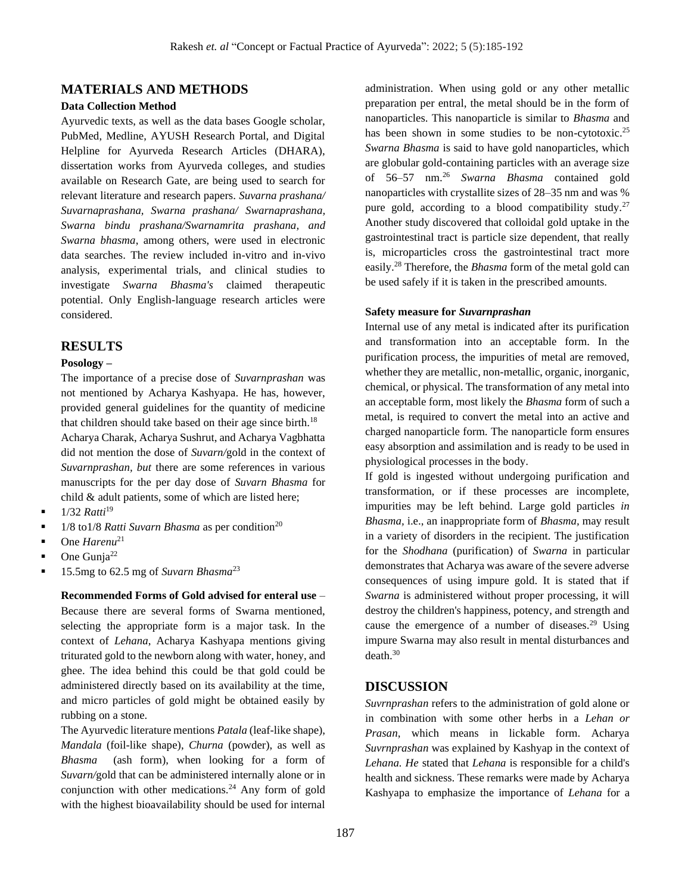## MATERIALS AND METHODS

### Data Collection Method

Ayurvedic texts, as well as the data bases Google scholar, PubMed, Medline, AYUSH Research Portal, and Digital Helpline for Ayurveda Research Articles (DHARA), dissertation works from Ayurveda colleges, and studies available on Research Gate, are being used to search for relevant literature and research papers. *Suvarna prashana/ Suvarnaprashana, Swarna prashana/ Swarnaprashana, Swarna bindu prashana/Swarnamrita prashana, and Swarna bhasma*, among others, were used in electronic data searches. The review included in-vitro and in-vivo analysis, experimental trials, and clinical studies to investigate *Swarna Bhasma's* claimed therapeutic potential. Only English-language research articles were considered.

## RESULTS

### Posology –

The importance of a precise dose of *Suvarnprashan* was not mentioned by Acharya Kashyapa. He has, however, provided general guidelines for the quantity of medicine that children should take based on their age since birth.[18]

Acharya Charak, Acharya Sushrut, and Acharya Vagbhatta did not mention the dose of *Suvarn/*gold in the context of *Suvarnprashan, but* there are some references in various manuscripts for the per day dose of *Suvarn Bhasma* for child & adult patients, some of which are listed here;

- 1/32 *Ratti*[19]
- 1/8 to1/8 *Ratti Suvarn Bhasma* as per condition[20]
- One *Harenu*[21]
- One Gunja[22]
- 15.5mg to 62.5 mg of *Suvarn Bhasma*[23]

**Recommended Forms of Gold advised for enteral use** – Because there are several forms of Swarna mentioned, selecting the appropriate form is a major task. In the context of *Lehana*, Acharya Kashyapa mentions giving triturated gold to the newborn along with water, honey, and ghee. The idea behind this could be that gold could be administered directly based on its availability at the time, and micro particles of gold might be obtained easily by rubbing on a stone.

The Ayurvedic literature mentions *Patala* (leaf-like shape), *Mandala* (foil-like shape), *Churna* (powder), as well as *Bhasma* (ash form), when looking for a form of *Suvarn/*gold that can be administered internally alone or in conjunction with other medications.[24] Any form of gold with the highest bioavailability should be used for internal administration. When using gold or any other metallic preparation per entral, the metal should be in the form of nanoparticles. This nanoparticle is similar to *Bhasma* and has been shown in some studies to be non-cytotoxic.[25] *Swarna Bhasma* is said to have gold nanoparticles, which are globular gold-containing particles with an average size of 56–57 nm.[26] *Swarna Bhasma* contained gold nanoparticles with crystallite sizes of 28–35 nm and was % pure gold, according to a blood compatibility study.[27] Another study discovered that colloidal gold uptake in the gastrointestinal tract is particle size dependent, that really is, microparticles cross the gastrointestinal tract more easily.[28] Therefore, the *Bhasma* form of the metal gold can be used safely if it is taken in the prescribed amounts.

### Safety measure for *Suvarnprashan*

Internal use of any metal is indicated after its purification and transformation into an acceptable form. In the purification process, the impurities of metal are removed, whether they are metallic, non-metallic, organic, inorganic, chemical, or physical. The transformation of any metal into an acceptable form, most likely the *Bhasma* form of such a metal, is required to convert the metal into an active and charged nanoparticle form. The nanoparticle form ensures easy absorption and assimilation and is ready to be used in physiological processes in the body.

If gold is ingested without undergoing purification and transformation, or if these processes are incomplete, impurities may be left behind. Large gold particles *in Bhasma,* i.e., an inappropriate form of *Bhasma,* may result in a variety of disorders in the recipient. The justification for the *Shodhana* (purification) of *Swarna* in particular demonstrates that Acharya was aware of the severe adverse consequences of using impure gold. It is stated that if *Swarna* is administered without proper processing, it will destroy the children's happiness, potency, and strength and cause the emergence of a number of diseases.[29] Using impure Swarna may also result in mental disturbances and death.[30]

## DISCUSSION

*Suvrnprashan* refers to the administration of gold alone or in combination with some other herbs in a *Lehan or Prasan*, which means in lickable form. Acharya *Suvrnprashan* was explained by Kashyap in the context of *Lehana. He* stated that *Lehana* is responsible for a child's health and sickness. These remarks were made by Acharya Kashyapa to emphasize the importance of *Lehana* for a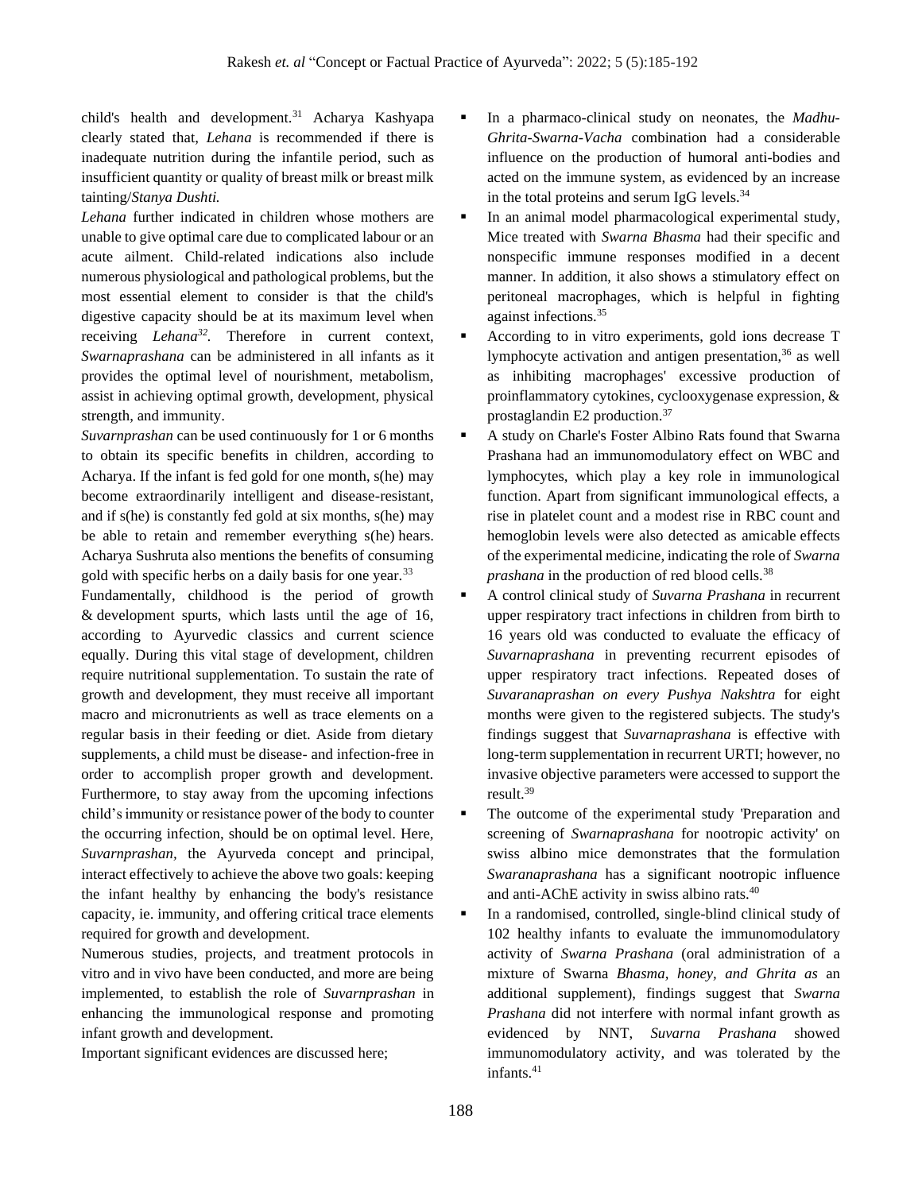child's health and development.[31] Acharya Kashyapa clearly stated that, *Lehana* is recommended if there is inadequate nutrition during the infantile period, such as insufficient quantity or quality of breast milk or breast milk tainting/*Stanya Dushti.*

*Lehana* further indicated in children whose mothers are unable to give optimal care due to complicated labour or an acute ailment. Child-related indications also include numerous physiological and pathological problems, but the most essential element to consider is that the child's digestive capacity should be at its maximum level when receiving *Lehana*[32]. Therefore in current context, *Swarnaprashana* can be administered in all infants as it provides the optimal level of nourishment, metabolism, assist in achieving optimal growth, development, physical strength, and immunity.

*Suvarnprashan* can be used continuously for 1 or 6 months to obtain its specific benefits in children, according to Acharya. If the infant is fed gold for one month, s(he) may become extraordinarily intelligent and disease-resistant, and if s(he) is constantly fed gold at six months, s(he) may be able to retain and remember everything s(he) hears. Acharya Sushruta also mentions the benefits of consuming gold with specific herbs on a daily basis for one year.[33]

Fundamentally, childhood is the period of growth & development spurts, which lasts until the age of 16, according to Ayurvedic classics and current science equally. During this vital stage of development, children require nutritional supplementation. To sustain the rate of growth and development, they must receive all important macro and micronutrients as well as trace elements on a regular basis in their feeding or diet. Aside from dietary supplements, a child must be disease- and infection-free in order to accomplish proper growth and development. Furthermore, to stay away from the upcoming infections child's immunity or resistance power of the body to counter the occurring infection, should be on optimal level. Here, *Suvarnprashan,* the Ayurveda concept and principal, interact effectively to achieve the above two goals: keeping the infant healthy by enhancing the body's resistance capacity, ie. immunity, and offering critical trace elements required for growth and development.

Numerous studies, projects, and treatment protocols in vitro and in vivo have been conducted, and more are being implemented, to establish the role of *Suvarnprashan* in enhancing the immunological response and promoting infant growth and development.

Important significant evidences are discussed here;

- In a pharmaco-clinical study on neonates, the *Madhu-Ghrita-Swarna-Vacha* combination had a considerable influence on the production of humoral anti-bodies and acted on the immune system, as evidenced by an increase in the total proteins and serum IgG levels.[34]
- In an animal model pharmacological experimental study, Mice treated with *Swarna Bhasma* had their specific and nonspecific immune responses modified in a decent manner. In addition, it also shows a stimulatory effect on peritoneal macrophages, which is helpful in fighting against infections.[35]
- According to in vitro experiments, gold ions decrease T lymphocyte activation and antigen presentation,[36] as well as inhibiting macrophages' excessive production of proinflammatory cytokines, cyclooxygenase expression, & prostaglandin E2 production.[37]
- A study on Charle's Foster Albino Rats found that Swarna Prashana had an immunomodulatory effect on WBC and lymphocytes, which play a key role in immunological function. Apart from significant immunological effects, a rise in platelet count and a modest rise in RBC count and hemoglobin levels were also detected as amicable effects of the experimental medicine, indicating the role of *Swarna prashana* in the production of red blood cells.[38]
- A control clinical study of *Suvarna Prashana* in recurrent upper respiratory tract infections in children from birth to 16 years old was conducted to evaluate the efficacy of *Suvarnaprashana* in preventing recurrent episodes of upper respiratory tract infections. Repeated doses of *Suvaranaprashan on every Pushya Nakshtra* for eight months were given to the registered subjects. The study's findings suggest that *Suvarnaprashana* is effective with long-term supplementation in recurrent URTI; however, no invasive objective parameters were accessed to support the result.[39]
- The outcome of the experimental study 'Preparation and screening of *Swarnaprashana* for nootropic activity' on swiss albino mice demonstrates that the formulation *Swaranaprashana* has a significant nootropic influence and anti-AChE activity in swiss albino rats.[40]
- In a randomised, controlled, single-blind clinical study of 102 healthy infants to evaluate the immunomodulatory activity of *Swarna Prashana* (oral administration of a mixture of Swarna *Bhasma, honey, and Ghrita as* an additional supplement), findings suggest that *Swarna Prashana* did not interfere with normal infant growth as evidenced by NNT, *Suvarna Prashana* showed immunomodulatory activity, and was tolerated by the infants.[41]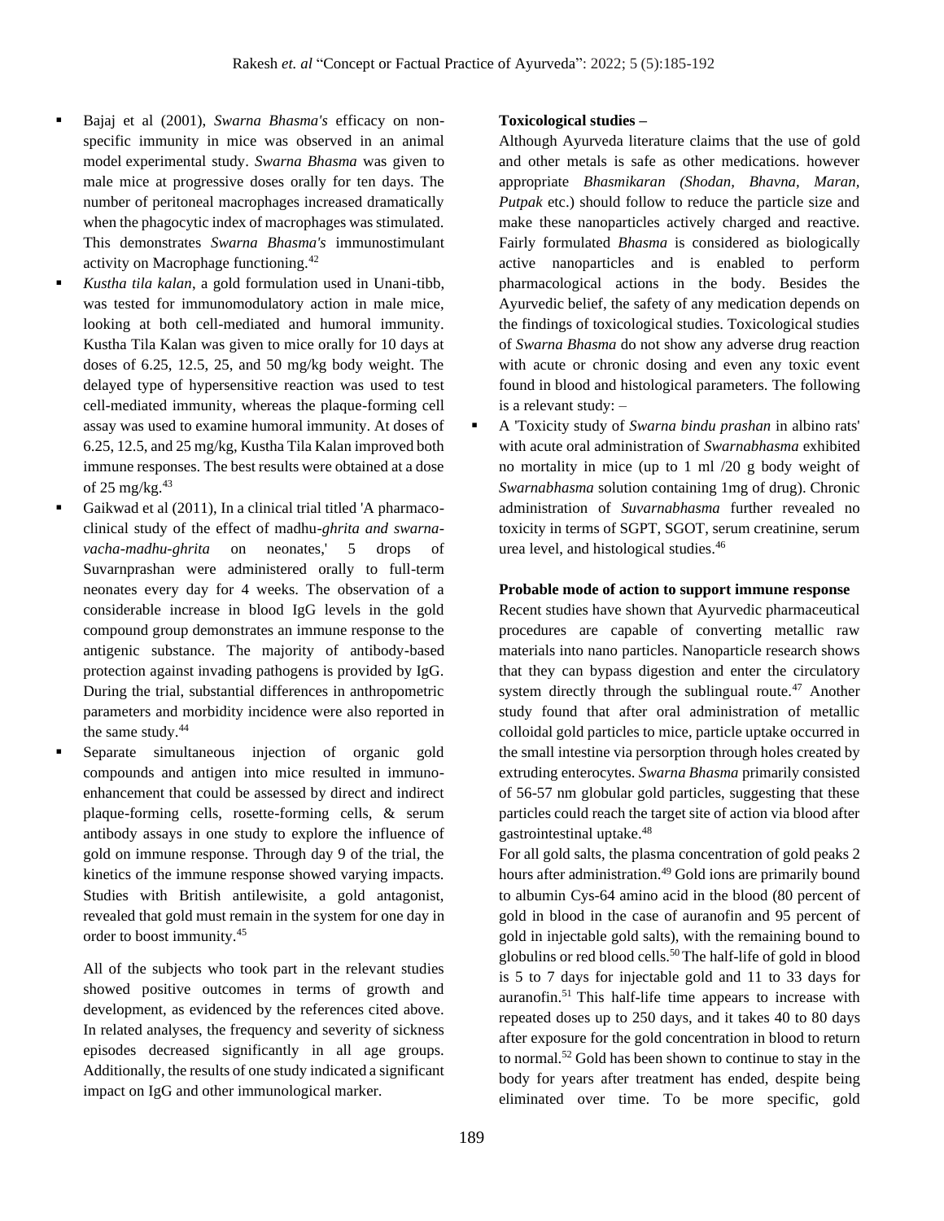- Bajaj et al (2001), *Swarna Bhasma's* efficacy on non-specific immunity in mice was observed in an animal model experimental study. *Swarna Bhasma* was given to male mice at progressive doses orally for ten days. The number of peritoneal macrophages increased dramatically when the phagocytic index of macrophages was stimulated. This demonstrates *Swarna Bhasma's* immunostimulant activity on Macrophage functioning.[42]
- *Kustha tila kalan*, a gold formulation used in Unani-tibb, was tested for immunomodulatory action in male mice, looking at both cell-mediated and humoral immunity. Kustha Tila Kalan was given to mice orally for 10 days at doses of 6.25, 12.5, 25, and 50 mg/kg body weight. The delayed type of hypersensitive reaction was used to test cell-mediated immunity, whereas the plaque-forming cell assay was used to examine humoral immunity. At doses of 6.25, 12.5, and 25 mg/kg, Kustha Tila Kalan improved both immune responses. The best results were obtained at a dose of 25 mg/kg.[43]
- Gaikwad et al (2011), In a clinical trial titled 'A pharmaco-clinical study of the effect of madhu-*ghrita and swarna-vacha-madhu-ghrita* on neonates,' 5 drops of Suvarnprashan were administered orally to full-term neonates every day for 4 weeks. The observation of a considerable increase in blood IgG levels in the gold compound group demonstrates an immune response to the antigenic substance. The majority of antibody-based protection against invading pathogens is provided by IgG. During the trial, substantial differences in anthropometric parameters and morbidity incidence were also reported in the same study.[44]
- Separate simultaneous injection of organic gold compounds and antigen into mice resulted in immuno-enhancement that could be assessed by direct and indirect plaque-forming cells, rosette-forming cells, & serum antibody assays in one study to explore the influence of gold on immune response. Through day 9 of the trial, the kinetics of the immune response showed varying impacts. Studies with British antilewisite, a gold antagonist, revealed that gold must remain in the system for one day in order to boost immunity.[45]

All of the subjects who took part in the relevant studies showed positive outcomes in terms of growth and development, as evidenced by the references cited above. In related analyses, the frequency and severity of sickness episodes decreased significantly in all age groups. Additionally, the results of one study indicated a significant impact on IgG and other immunological marker.

**Toxicological studies –**

Although Ayurveda literature claims that the use of gold and other metals is safe as other medications. however appropriate *Bhasmikaran (Shodan, Bhavna, Maran, Putpak* etc.) should follow to reduce the particle size and make these nanoparticles actively charged and reactive. Fairly formulated *Bhasma* is considered as biologically active nanoparticles and is enabled to perform pharmacological actions in the body. Besides the Ayurvedic belief, the safety of any medication depends on the findings of toxicological studies. Toxicological studies of *Swarna Bhasma* do not show any adverse drug reaction with acute or chronic dosing and even any toxic event found in blood and histological parameters. The following is a relevant study: –

- A 'Toxicity study of *Swarna bindu prashan* in albino rats' with acute oral administration of *Swarnabhasma* exhibited no mortality in mice (up to 1 ml /20 g body weight of *Swarnabhasma* solution containing 1mg of drug). Chronic administration of *Suvarnabhasma* further revealed no toxicity in terms of SGPT, SGOT, serum creatinine, serum urea level, and histological studies.[46]

**Probable mode of action to support immune response**

Recent studies have shown that Ayurvedic pharmaceutical procedures are capable of converting metallic raw materials into nano particles. Nanoparticle research shows that they can bypass digestion and enter the circulatory system directly through the sublingual route.[47] Another study found that after oral administration of metallic colloidal gold particles to mice, particle uptake occurred in the small intestine via persorption through holes created by extruding enterocytes. *Swarna Bhasma* primarily consisted of 56-57 nm globular gold particles, suggesting that these particles could reach the target site of action via blood after gastrointestinal uptake.[48]

For all gold salts, the plasma concentration of gold peaks 2 hours after administration.[49] Gold ions are primarily bound to albumin Cys-64 amino acid in the blood (80 percent of gold in blood in the case of auranofin and 95 percent of gold in injectable gold salts), with the remaining bound to globulins or red blood cells.[50] The half-life of gold in blood is 5 to 7 days for injectable gold and 11 to 33 days for auranofin.[51] This half-life time appears to increase with repeated doses up to 250 days, and it takes 40 to 80 days after exposure for the gold concentration in blood to return to normal.[52] Gold has been shown to continue to stay in the body for years after treatment has ended, despite being eliminated over time. To be more specific, gold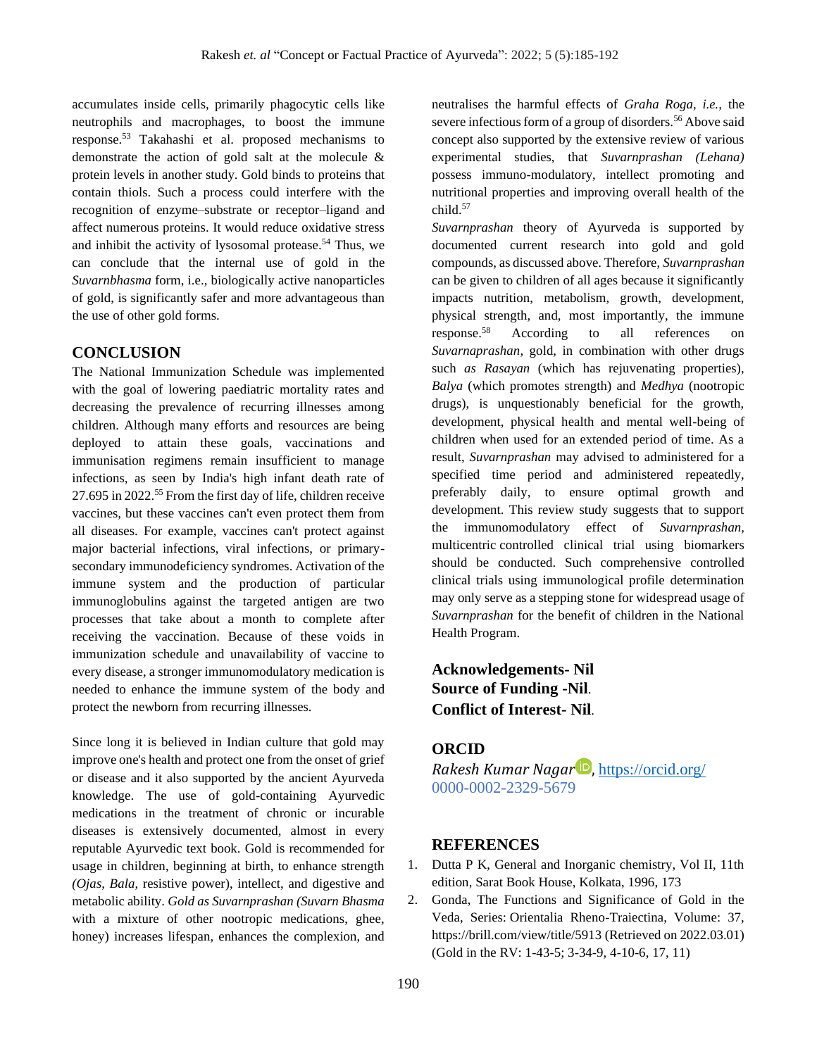accumulates inside cells, primarily phagocytic cells like neutrophils and macrophages, to boost the immune response.[53] Takahashi et al. proposed mechanisms to demonstrate the action of gold salt at the molecule & protein levels in another study. Gold binds to proteins that contain thiols. Such a process could interfere with the recognition of enzyme–substrate or receptor–ligand and affect numerous proteins. It would reduce oxidative stress and inhibit the activity of lysosomal protease.[54] Thus, we can conclude that the internal use of gold in the *Suvarnbhasma* form, i.e., biologically active nanoparticles of gold, is significantly safer and more advantageous than the use of other gold forms.

## CONCLUSION

The National Immunization Schedule was implemented with the goal of lowering paediatric mortality rates and decreasing the prevalence of recurring illnesses among children. Although many efforts and resources are being deployed to attain these goals, vaccinations and immunisation regimens remain insufficient to manage infections, as seen by India's high infant death rate of 27.695 in 2022.[55] From the first day of life, children receive vaccines, but these vaccines can't even protect them from all diseases. For example, vaccines can't protect against major bacterial infections, viral infections, or primary-secondary immunodeficiency syndromes. Activation of the immune system and the production of particular immunoglobulins against the targeted antigen are two processes that take about a month to complete after receiving the vaccination. Because of these voids in immunization schedule and unavailability of vaccine to every disease, a stronger immunomodulatory medication is needed to enhance the immune system of the body and protect the newborn from recurring illnesses.

Since long it is believed in Indian culture that gold may improve one's health and protect one from the onset of grief or disease and it also supported by the ancient Ayurveda knowledge. The use of gold-containing Ayurvedic medications in the treatment of chronic or incurable diseases is extensively documented, almost in every reputable Ayurvedic text book. Gold is recommended for usage in children, beginning at birth, to enhance strength *(Ojas, Bala*, resistive power), intellect, and digestive and metabolic ability. *Gold as Suvarnprashan (Suvarn Bhasma* with a mixture of other nootropic medications, ghee, honey) increases lifespan, enhances the complexion, and neutralises the harmful effects of *Graha Roga, i.e.,* the severe infectious form of a group of disorders.[56] Above said concept also supported by the extensive review of various experimental studies, that *Suvarnprashan (Lehana)* possess immuno-modulatory, intellect promoting and nutritional properties and improving overall health of the child.[57]

*Suvarnprashan* theory of Ayurveda is supported by documented current research into gold and gold compounds, as discussed above. Therefore, *Suvarnprashan* can be given to children of all ages because it significantly impacts nutrition, metabolism, growth, development, physical strength, and, most importantly, the immune response.[58] According to all references on *Suvarnaprashan*, gold, in combination with other drugs such *as Rasayan* (which has rejuvenating properties), *Balya* (which promotes strength) and *Medhya* (nootropic drugs), is unquestionably beneficial for the growth, development, physical health and mental well-being of children when used for an extended period of time. As a result, *Suvarnprashan* may advised to administered for a specified time period and administered repeatedly, preferably daily, to ensure optimal growth and development. This review study suggests that to support the immunomodulatory effect of *Suvarnprashan*, multicentric controlled clinical trial using biomarkers should be conducted. Such comprehensive controlled clinical trials using immunological profile determination may only serve as a stepping stone for widespread usage of *Suvarnprashan* for the benefit of children in the National Health Program.

**Acknowledgements- Nil**
**Source of Funding -Nil**.
**Conflict of Interest- Nil**.

## ORCID

*Rakesh Kumar Nagar*, https://orcid.org/0000-0002-2329-5679

## REFERENCES

1. Dutta P K, General and Inorganic chemistry, Vol II, 11th edition, Sarat Book House, Kolkata, 1996, 173
2. Gonda, The Functions and Significance of Gold in the Veda, Series: Orientalia Rheno-Traiectina, Volume: 37, https://brill.com/view/title/5913 (Retrieved on 2022.03.01) (Gold in the RV: 1-43-5; 3-34-9, 4-10-6, 17, 11)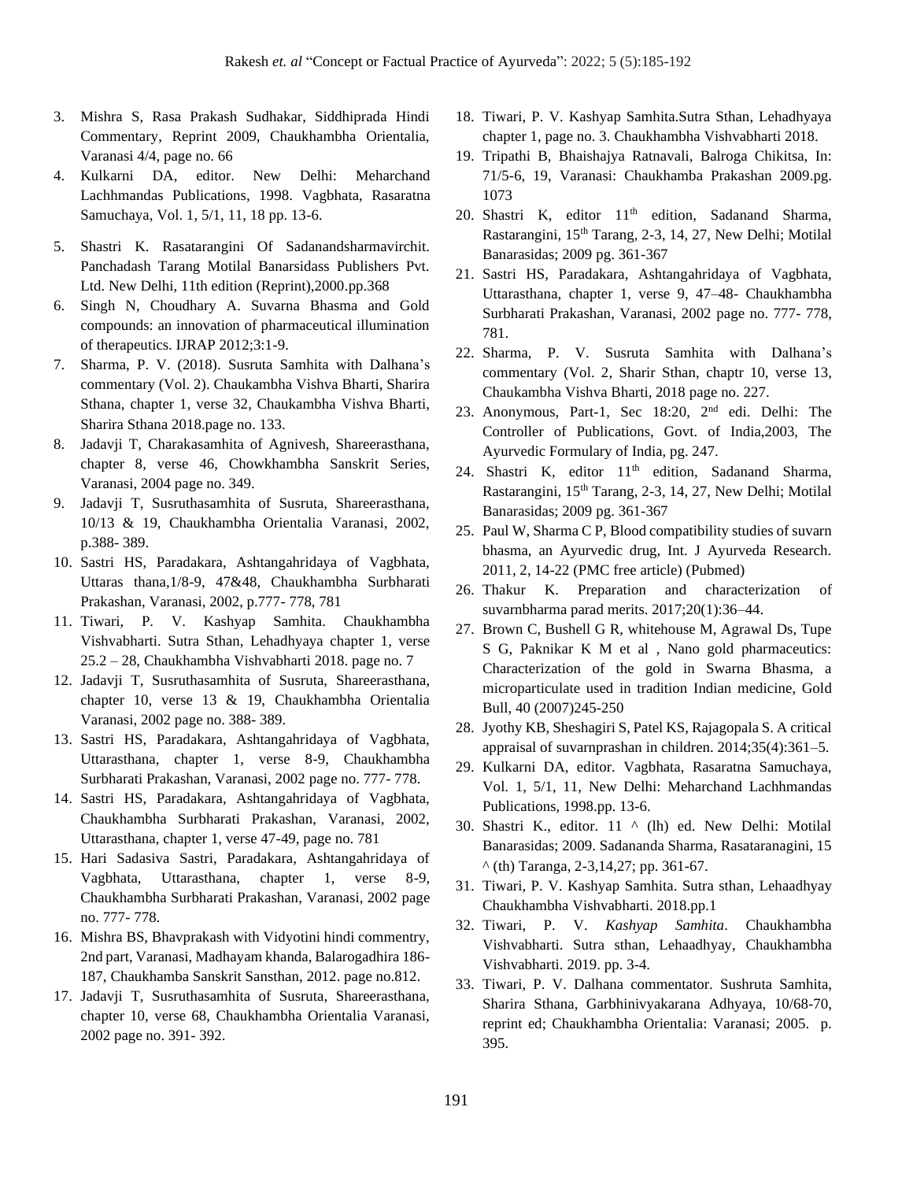3. Mishra S, Rasa Prakash Sudhakar, Siddhiprada Hindi Commentary, Reprint 2009, Chaukhambha Orientalia, Varanasi 4/4, page no. 66
4. Kulkarni DA, editor. New Delhi: Meharchand Lachhmandas Publications, 1998. Vagbhata, Rasaratna Samuchaya, Vol. 1, 5/1, 11, 18 pp. 13-6.
5. Shastri K. Rasatarangini Of Sadanandsharmavirchit. Panchadash Tarang Motilal Banarsidass Publishers Pvt. Ltd. New Delhi, 11th edition (Reprint),2000.pp.368
6. Singh N, Choudhary A. Suvarna Bhasma and Gold compounds: an innovation of pharmaceutical illumination of therapeutics. IJRAP 2012;3:1-9.
7. Sharma, P. V. (2018). Susruta Samhita with Dalhana's commentary (Vol. 2). Chaukambha Vishva Bharti, Sharira Sthana, chapter 1, verse 32, Chaukambha Vishva Bharti, Sharira Sthana 2018.page no. 133.
8. Jadavji T, Charakasamhita of Agnivesh, Shareerasthana, chapter 8, verse 46, Chowkhambha Sanskrit Series, Varanasi, 2004 page no. 349.
9. Jadavji T, Susruthasamhita of Susruta, Shareerasthana, 10/13 & 19, Chaukhambha Orientalia Varanasi, 2002, p.388- 389.
10. Sastri HS, Paradakara, Ashtangahridaya of Vagbhata, Uttaras thana,1/8-9, 47&48, Chaukhambha Surbharati Prakashan, Varanasi, 2002, p.777- 778, 781
11. Tiwari, P. V. Kashyap Samhita. Chaukhambha Vishvabharti. Sutra Sthan, Lehadhyaya chapter 1, verse 25.2 – 28, Chaukhambha Vishvabharti 2018. page no. 7
12. Jadavji T, Susruthasamhita of Susruta, Shareerasthana, chapter 10, verse 13 & 19, Chaukhambha Orientalia Varanasi, 2002 page no. 388- 389.
13. Sastri HS, Paradakara, Ashtangahridaya of Vagbhata, Uttarasthana, chapter 1, verse 8-9, Chaukhambha Surbharati Prakashan, Varanasi, 2002 page no. 777- 778.
14. Sastri HS, Paradakara, Ashtangahridaya of Vagbhata, Chaukhambha Surbharati Prakashan, Varanasi, 2002, Uttarasthana, chapter 1, verse 47-49, page no. 781
15. Hari Sadasiva Sastri, Paradakara, Ashtangahridaya of Vagbhata, Uttarasthana, chapter 1, verse 8-9, Chaukhambha Surbharati Prakashan, Varanasi, 2002 page no. 777- 778.
16. Mishra BS, Bhavprakash with Vidyotini hindi commentry, 2nd part, Varanasi, Madhayam khanda, Balarogadhira 186-187, Chaukhamba Sanskrit Sansthan, 2012. page no.812.
17. Jadavji T, Susruthasamhita of Susruta, Shareerasthana, chapter 10, verse 68, Chaukhambha Orientalia Varanasi, 2002 page no. 391- 392.
18. Tiwari, P. V. Kashyap Samhita.Sutra Sthan, Lehadhyaya chapter 1, page no. 3. Chaukhambha Vishvabharti 2018.
19. Tripathi B, Bhaishajya Ratnavali, Balroga Chikitsa, In: 71/5-6, 19, Varanasi: Chaukhamba Prakashan 2009.pg. 1073
20. Shastri K, editor 11th edition, Sadanand Sharma, Rastarangini, 15th Tarang, 2-3, 14, 27, New Delhi; Motilal Banarasidas; 2009 pg. 361-367
21. Sastri HS, Paradakara, Ashtangahridaya of Vagbhata, Uttarasthana, chapter 1, verse 9, 47–48- Chaukhambha Surbharati Prakashan, Varanasi, 2002 page no. 777- 778, 781.
22. Sharma, P. V. Susruta Samhita with Dalhana's commentary (Vol. 2, Sharir Sthan, chaptr 10, verse 13, Chaukambha Vishva Bharti, 2018 page no. 227.
23. Anonymous, Part-1, Sec 18:20, 2nd edi. Delhi: The Controller of Publications, Govt. of India,2003, The Ayurvedic Formulary of India, pg. 247.
24. Shastri K, editor 11th edition, Sadanand Sharma, Rastarangini, 15th Tarang, 2-3, 14, 27, New Delhi; Motilal Banarasidas; 2009 pg. 361-367
25. Paul W, Sharma C P, Blood compatibility studies of suvarn bhasma, an Ayurvedic drug, Int. J Ayurveda Research. 2011, 2, 14-22 (PMC free article) (Pubmed)
26. Thakur K. Preparation and characterization of suvarnbharma parad merits. 2017;20(1):36–44.
27. Brown C, Bushell G R, whitehouse M, Agrawal Ds, Tupe S G, Paknikar K M et al , Nano gold pharmaceutics: Characterization of the gold in Swarna Bhasma, a microparticulate used in tradition Indian medicine, Gold Bull, 40 (2007)245-250
28. Jyothy KB, Sheshagiri S, Patel KS, Rajagopala S. A critical appraisal of suvarnprashan in children. 2014;35(4):361–5.
29. Kulkarni DA, editor. Vagbhata, Rasaratna Samuchaya, Vol. 1, 5/1, 11, New Delhi: Meharchand Lachhmandas Publications, 1998.pp. 13-6.
30. Shastri K., editor. 11 ^ (lh) ed. New Delhi: Motilal Banarasidas; 2009. Sadananda Sharma, Rasataranagini, 15 ^ (th) Taranga, 2-3,14,27; pp. 361-67.
31. Tiwari, P. V. Kashyap Samhita. Sutra sthan, Lehaadhyay Chaukhambha Vishvabharti. 2018.pp.1
32. Tiwari, P. V. *Kashyap Samhita*. Chaukhambha Vishvabharti. Sutra sthan, Lehaadhyay, Chaukhambha Vishvabharti. 2019. pp. 3-4.
33. Tiwari, P. V. Dalhana commentator. Sushruta Samhita, Sharira Sthana, Garbhinivyakarana Adhyaya, 10/68-70, reprint ed; Chaukhambha Orientalia: Varanasi; 2005. p. 395.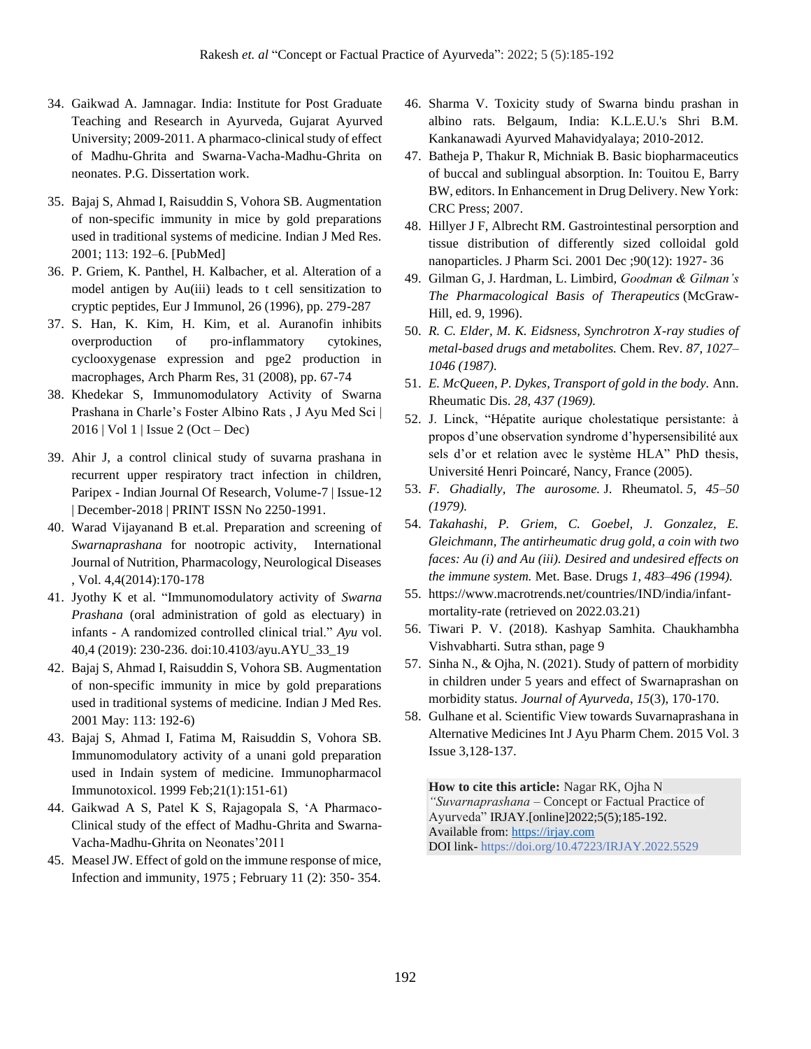34. Gaikwad A. Jamnagar. India: Institute for Post Graduate Teaching and Research in Ayurveda, Gujarat Ayurved University; 2009-2011. A pharmaco-clinical study of effect of Madhu-Ghrita and Swarna-Vacha-Madhu-Ghrita on neonates. P.G. Dissertation work.
35. Bajaj S, Ahmad I, Raisuddin S, Vohora SB. Augmentation of non-specific immunity in mice by gold preparations used in traditional systems of medicine. Indian J Med Res. 2001; 113: 192–6. [PubMed]
36. P. Griem, K. Panthel, H. Kalbacher, et al. Alteration of a model antigen by Au(iii) leads to t cell sensitization to cryptic peptides, Eur J Immunol, 26 (1996), pp. 279-287
37. S. Han, K. Kim, H. Kim, et al. Auranofin inhibits overproduction of pro-inflammatory cytokines, cyclooxygenase expression and pge2 production in macrophages, Arch Pharm Res, 31 (2008), pp. 67-74
38. Khedekar S, Immunomodulatory Activity of Swarna Prashana in Charle's Foster Albino Rats , J Ayu Med Sci | 2016 | Vol 1 | Issue 2 (Oct – Dec)
39. Ahir J, a control clinical study of suvarna prashana in recurrent upper respiratory tract infection in children, Paripex - Indian Journal Of Research, Volume-7 | Issue-12 | December-2018 | PRINT ISSN No 2250-1991.
40. Warad Vijayanand B et.al. Preparation and screening of *Swarnaprashana* for nootropic activity, International Journal of Nutrition, Pharmacology, Neurological Diseases , Vol. 4,4(2014):170-178
41. Jyothy K et al. "Immunomodulatory activity of *Swarna Prashana* (oral administration of gold as electuary) in infants - A randomized controlled clinical trial." *Ayu* vol. 40,4 (2019): 230-236. doi:10.4103/ayu.AYU_33_19
42. Bajaj S, Ahmad I, Raisuddin S, Vohora SB. Augmentation of non-specific immunity in mice by gold preparations used in traditional systems of medicine. Indian J Med Res. 2001 May: 113: 192-6)
43. Bajaj S, Ahmad I, Fatima M, Raisuddin S, Vohora SB. Immunomodulatory activity of a unani gold preparation used in Indain system of medicine. Immunopharmacol Immunotoxicol. 1999 Feb;21(1):151-61)
44. Gaikwad A S, Patel K S, Rajagopala S, 'A Pharmaco-Clinical study of the effect of Madhu-Ghrita and Swarna-Vacha-Madhu-Ghrita on Neonates'2011
45. Measel JW. Effect of gold on the immune response of mice, Infection and immunity, 1975 ; February 11 (2): 350- 354.
46. Sharma V. Toxicity study of Swarna bindu prashan in albino rats. Belgaum, India: K.L.E.U.'s Shri B.M. Kankanawadi Ayurved Mahavidyalaya; 2010-2012.
47. Batheja P, Thakur R, Michniak B. Basic biopharmaceutics of buccal and sublingual absorption. In: Touitou E, Barry BW, editors. In Enhancement in Drug Delivery. New York: CRC Press; 2007.
48. Hillyer J F, Albrecht RM. Gastrointestinal persorption and tissue distribution of differently sized colloidal gold nanoparticles. J Pharm Sci. 2001 Dec ;90(12): 1927- 36
49. Gilman G, J. Hardman, L. Limbird, *Goodman & Gilman's The Pharmacological Basis of Therapeutics* (McGraw-Hill, ed. 9, 1996).
50. *R. C. Elder, M. K. Eidsness, Synchrotron X-ray studies of metal-based drugs and metabolites.* Chem. Rev. *87, 1027–1046 (1987).*
51. *E. McQueen, P. Dykes, Transport of gold in the body.* Ann. Rheumatic Dis. *28, 437 (1969).*
52. J. Linck, "Hépatite aurique cholestatique persistante: à propos d'une observation syndrome d'hypersensibilité aux sels d'or et relation avec le système HLA" PhD thesis, Université Henri Poincaré, Nancy, France (2005).
53. *F. Ghadially, The aurosome.* J. Rheumatol. *5, 45–50 (1979).*
54. *Takahashi, P. Griem, C. Goebel, J. Gonzalez, E. Gleichmann, The antirheumatic drug gold, a coin with two faces: Au (i) and Au (iii). Desired and undesired effects on the immune system.* Met. Base. Drugs *1, 483–496 (1994).*
55. https://www.macrotrends.net/countries/IND/india/infant-mortality-rate (retrieved on 2022.03.21)
56. Tiwari P. V. (2018). Kashyap Samhita. Chaukhambha Vishvabharti. Sutra sthan, page 9
57. Sinha N., & Ojha, N. (2021). Study of pattern of morbidity in children under 5 years and effect of Swarnaprashan on morbidity status. *Journal of Ayurveda*, *15*(3), 170-170.
58. Gulhane et al. Scientific View towards Suvarnaprashana in Alternative Medicines Int J Ayu Pharm Chem. 2015 Vol. 3 Issue 3,128-137.

**How to cite this article:** Nagar RK, Ojha N *"Suvarnaprashana* – Concept or Factual Practice of Ayurveda" IRJAY.[online]2022;5(5);185-192.
Available from: https://irjay.com
DOI link- https://doi.org/10.47223/IRJAY.2022.5529